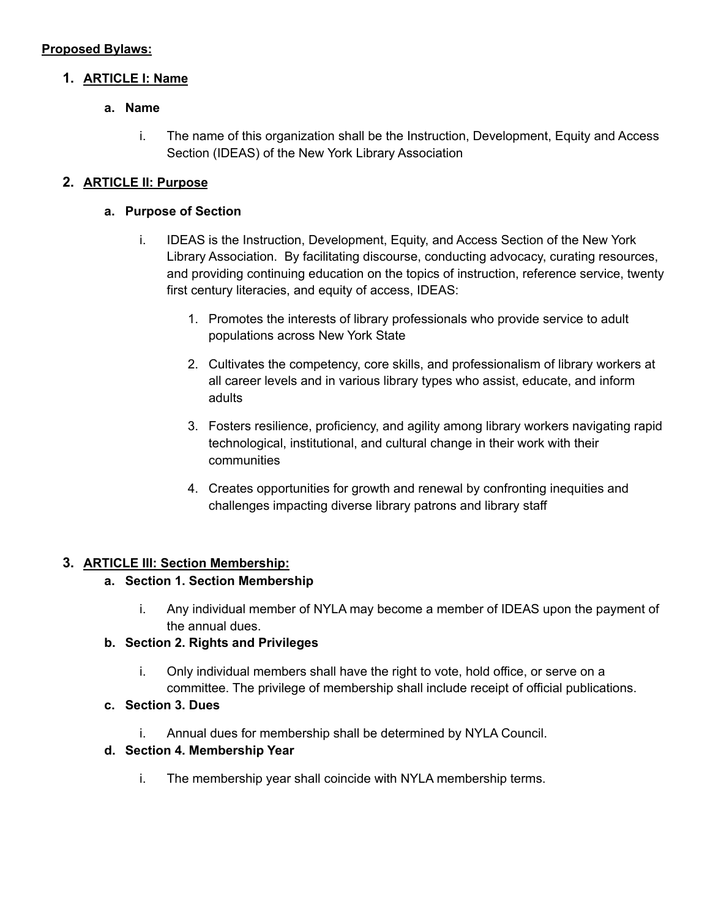**Proposed Bylaws:**

1. **ARTICLE I: Name**

    a. **Name**

        i. The name of this organization shall be the Instruction, Development, Equity and Access Section (IDEAS) of the New York Library Association

2. **ARTICLE II: Purpose**

    a. **Purpose of Section**

        i. IDEAS is the Instruction, Development, Equity, and Access Section of the New York Library Association. By facilitating discourse, conducting advocacy, curating resources, and providing continuing education on the topics of instruction, reference service, twenty first century literacies, and equity of access, IDEAS:

            1. Promotes the interests of library professionals who provide service to adult populations across New York State

            2. Cultivates the competency, core skills, and professionalism of library workers at all career levels and in various library types who assist, educate, and inform adults

            3. Fosters resilience, proficiency, and agility among library workers navigating rapid technological, institutional, and cultural change in their work with their communities

            4. Creates opportunities for growth and renewal by confronting inequities and challenges impacting diverse library patrons and library staff

3. **ARTICLE III: Section Membership:**

    a. **Section 1. Section Membership**

        i. Any individual member of NYLA may become a member of IDEAS upon the payment of the annual dues.

    b. **Section 2. Rights and Privileges**

        i. Only individual members shall have the right to vote, hold office, or serve on a committee. The privilege of membership shall include receipt of official publications.

    c. **Section 3. Dues**

        i. Annual dues for membership shall be determined by NYLA Council.

    d. **Section 4. Membership Year**

        i. The membership year shall coincide with NYLA membership terms.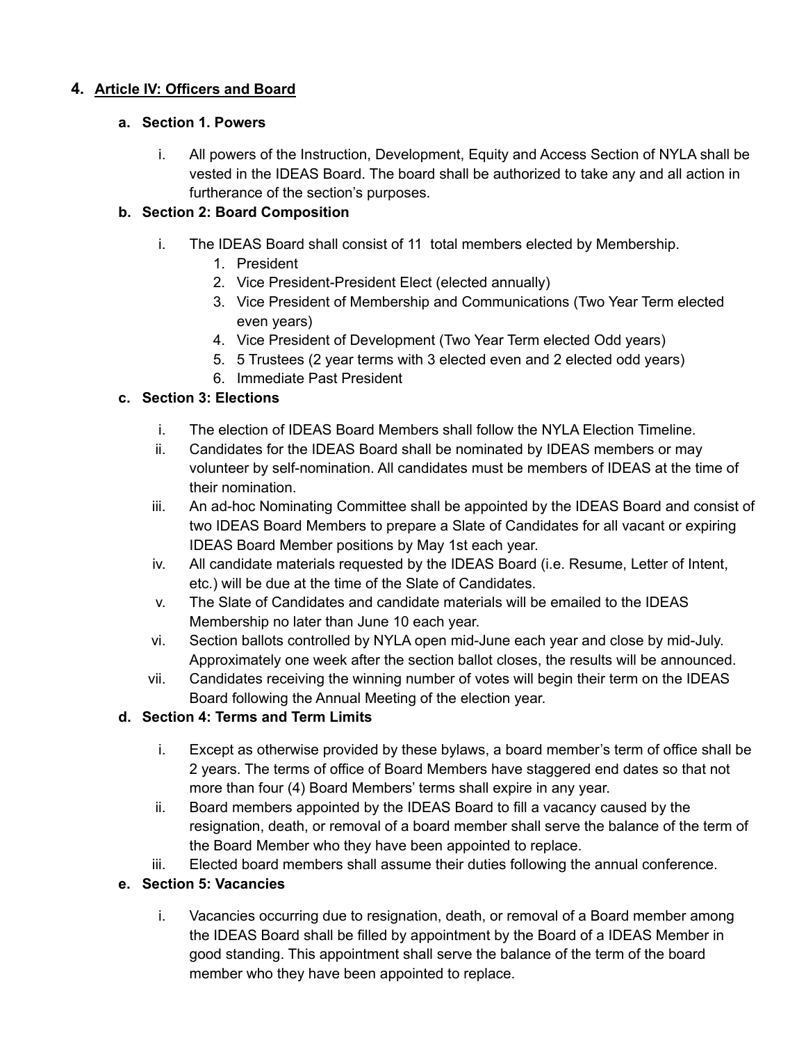4. **Article IV: Officers and Board**

   a. **Section 1. Powers**

      i. All powers of the Instruction, Development, Equity and Access Section of NYLA shall be vested in the IDEAS Board. The board shall be authorized to take any and all action in furtherance of the section's purposes.

   b. **Section 2: Board Composition**

      i. The IDEAS Board shall consist of 11 total members elected by Membership.
         1. President
         2. Vice President-President Elect (elected annually)
         3. Vice President of Membership and Communications (Two Year Term elected even years)
         4. Vice President of Development (Two Year Term elected Odd years)
         5. 5 Trustees (2 year terms with 3 elected even and 2 elected odd years)
         6. Immediate Past President

   c. **Section 3: Elections**

      i. The election of IDEAS Board Members shall follow the NYLA Election Timeline.
      ii. Candidates for the IDEAS Board shall be nominated by IDEAS members or may volunteer by self-nomination. All candidates must be members of IDEAS at the time of their nomination.
      iii. An ad-hoc Nominating Committee shall be appointed by the IDEAS Board and consist of two IDEAS Board Members to prepare a Slate of Candidates for all vacant or expiring IDEAS Board Member positions by May 1st each year.
      iv. All candidate materials requested by the IDEAS Board (i.e. Resume, Letter of Intent, etc.) will be due at the time of the Slate of Candidates.
      v. The Slate of Candidates and candidate materials will be emailed to the IDEAS Membership no later than June 10 each year.
      vi. Section ballots controlled by NYLA open mid-June each year and close by mid-July. Approximately one week after the section ballot closes, the results will be announced.
      vii. Candidates receiving the winning number of votes will begin their term on the IDEAS Board following the Annual Meeting of the election year.

   d. **Section 4: Terms and Term Limits**

      i. Except as otherwise provided by these bylaws, a board member's term of office shall be 2 years. The terms of office of Board Members have staggered end dates so that not more than four (4) Board Members' terms shall expire in any year.
      ii. Board members appointed by the IDEAS Board to fill a vacancy caused by the resignation, death, or removal of a board member shall serve the balance of the term of the Board Member who they have been appointed to replace.
      iii. Elected board members shall assume their duties following the annual conference.

   e. **Section 5: Vacancies**

      i. Vacancies occurring due to resignation, death, or removal of a Board member among the IDEAS Board shall be filled by appointment by the Board of a IDEAS Member in good standing. This appointment shall serve the balance of the term of the board member who they have been appointed to replace.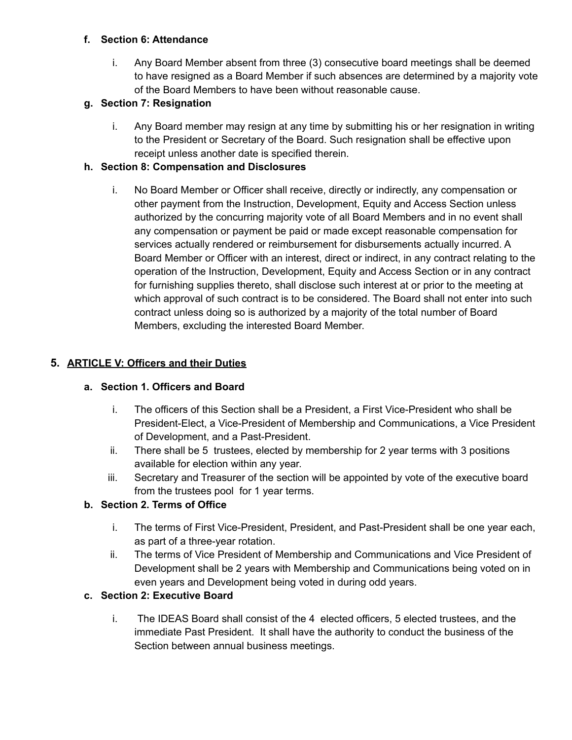f. **Section 6: Attendance**

   i. Any Board Member absent from three (3) consecutive board meetings shall be deemed to have resigned as a Board Member if such absences are determined by a majority vote of the Board Members to have been without reasonable cause.

g. **Section 7: Resignation**

   i. Any Board member may resign at any time by submitting his or her resignation in writing to the President or Secretary of the Board. Such resignation shall be effective upon receipt unless another date is specified therein.

h. **Section 8: Compensation and Disclosures**

   i. No Board Member or Officer shall receive, directly or indirectly, any compensation or other payment from the Instruction, Development, Equity and Access Section unless authorized by the concurring majority vote of all Board Members and in no event shall any compensation or payment be paid or made except reasonable compensation for services actually rendered or reimbursement for disbursements actually incurred. A Board Member or Officer with an interest, direct or indirect, in any contract relating to the operation of the Instruction, Development, Equity and Access Section or in any contract for furnishing supplies thereto, shall disclose such interest at or prior to the meeting at which approval of such contract is to be considered. The Board shall not enter into such contract unless doing so is authorized by a majority of the total number of Board Members, excluding the interested Board Member.

## 5. <u>ARTICLE V: Officers and their Duties</u>

a. **Section 1. Officers and Board**

   i. The officers of this Section shall be a President, a First Vice-President who shall be President-Elect, a Vice-President of Membership and Communications, a Vice President of Development, and a Past-President.
   ii. There shall be 5 trustees, elected by membership for 2 year terms with 3 positions available for election within any year.
   iii. Secretary and Treasurer of the section will be appointed by vote of the executive board from the trustees pool for 1 year terms.

b. **Section 2. Terms of Office**

   i. The terms of First Vice-President, President, and Past-President shall be one year each, as part of a three-year rotation.
   ii. The terms of Vice President of Membership and Communications and Vice President of Development shall be 2 years with Membership and Communications being voted on in even years and Development being voted in during odd years.

c. **Section 2: Executive Board**

   i. The IDEAS Board shall consist of the 4 elected officers, 5 elected trustees, and the immediate Past President. It shall have the authority to conduct the business of the Section between annual business meetings.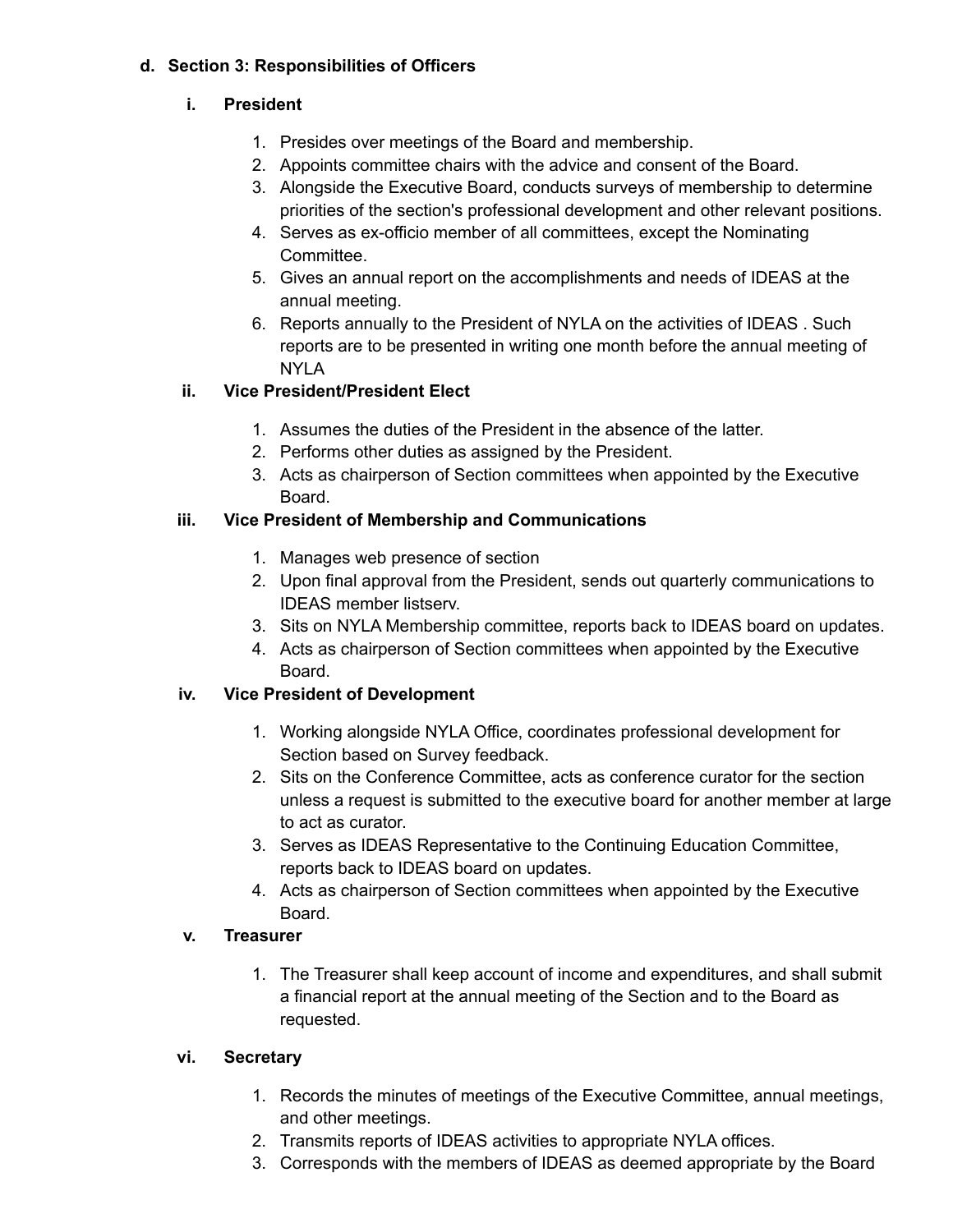d. **Section 3: Responsibilities of Officers**

   i. **President**

      1. Presides over meetings of the Board and membership.
      2. Appoints committee chairs with the advice and consent of the Board.
      3. Alongside the Executive Board, conducts surveys of membership to determine priorities of the section's professional development and other relevant positions.
      4. Serves as ex-officio member of all committees, except the Nominating Committee.
      5. Gives an annual report on the accomplishments and needs of IDEAS at the annual meeting.
      6. Reports annually to the President of NYLA on the activities of IDEAS . Such reports are to be presented in writing one month before the annual meeting of NYLA

   ii. **Vice President/President Elect**

      1. Assumes the duties of the President in the absence of the latter.
      2. Performs other duties as assigned by the President.
      3. Acts as chairperson of Section committees when appointed by the Executive Board.

   iii. **Vice President of Membership and Communications**

      1. Manages web presence of section
      2. Upon final approval from the President, sends out quarterly communications to IDEAS member listserv.
      3. Sits on NYLA Membership committee, reports back to IDEAS board on updates.
      4. Acts as chairperson of Section committees when appointed by the Executive Board.

   iv. **Vice President of Development**

      1. Working alongside NYLA Office, coordinates professional development for Section based on Survey feedback.
      2. Sits on the Conference Committee, acts as conference curator for the section unless a request is submitted to the executive board for another member at large to act as curator.
      3. Serves as IDEAS Representative to the Continuing Education Committee, reports back to IDEAS board on updates.
      4. Acts as chairperson of Section committees when appointed by the Executive Board.

   v. **Treasurer**

      1. The Treasurer shall keep account of income and expenditures, and shall submit a financial report at the annual meeting of the Section and to the Board as requested.

   vi. **Secretary**

      1. Records the minutes of meetings of the Executive Committee, annual meetings, and other meetings.
      2. Transmits reports of IDEAS activities to appropriate NYLA offices.
      3. Corresponds with the members of IDEAS as deemed appropriate by the Board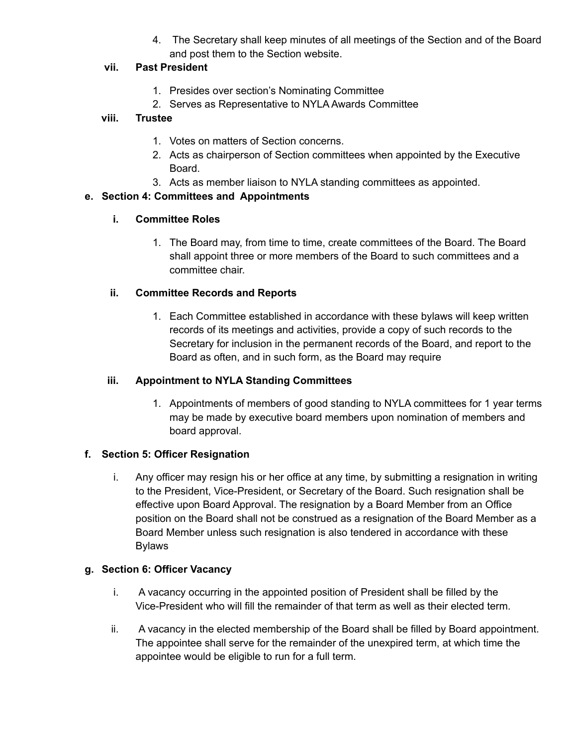4. The Secretary shall keep minutes of all meetings of the Section and of the Board and post them to the Section website.

**vii. Past President**

1. Presides over section's Nominating Committee
2. Serves as Representative to NYLA Awards Committee

**viii. Trustee**

1. Votes on matters of Section concerns.
2. Acts as chairperson of Section committees when appointed by the Executive Board.
3. Acts as member liaison to NYLA standing committees as appointed.

**e. Section 4: Committees and Appointments**

**i. Committee Roles**

1. The Board may, from time to time, create committees of the Board. The Board shall appoint three or more members of the Board to such committees and a committee chair.

**ii. Committee Records and Reports**

1. Each Committee established in accordance with these bylaws will keep written records of its meetings and activities, provide a copy of such records to the Secretary for inclusion in the permanent records of the Board, and report to the Board as often, and in such form, as the Board may require

**iii. Appointment to NYLA Standing Committees**

1. Appointments of members of good standing to NYLA committees for 1 year terms may be made by executive board members upon nomination of members and board approval.

**f. Section 5: Officer Resignation**

i. Any officer may resign his or her office at any time, by submitting a resignation in writing to the President, Vice-President, or Secretary of the Board. Such resignation shall be effective upon Board Approval. The resignation by a Board Member from an Office position on the Board shall not be construed as a resignation of the Board Member as a Board Member unless such resignation is also tendered in accordance with these Bylaws

**g. Section 6: Officer Vacancy**

i. A vacancy occurring in the appointed position of President shall be filled by the Vice-President who will fill the remainder of that term as well as their elected term.

ii. A vacancy in the elected membership of the Board shall be filled by Board appointment. The appointee shall serve for the remainder of the unexpired term, at which time the appointee would be eligible to run for a full term.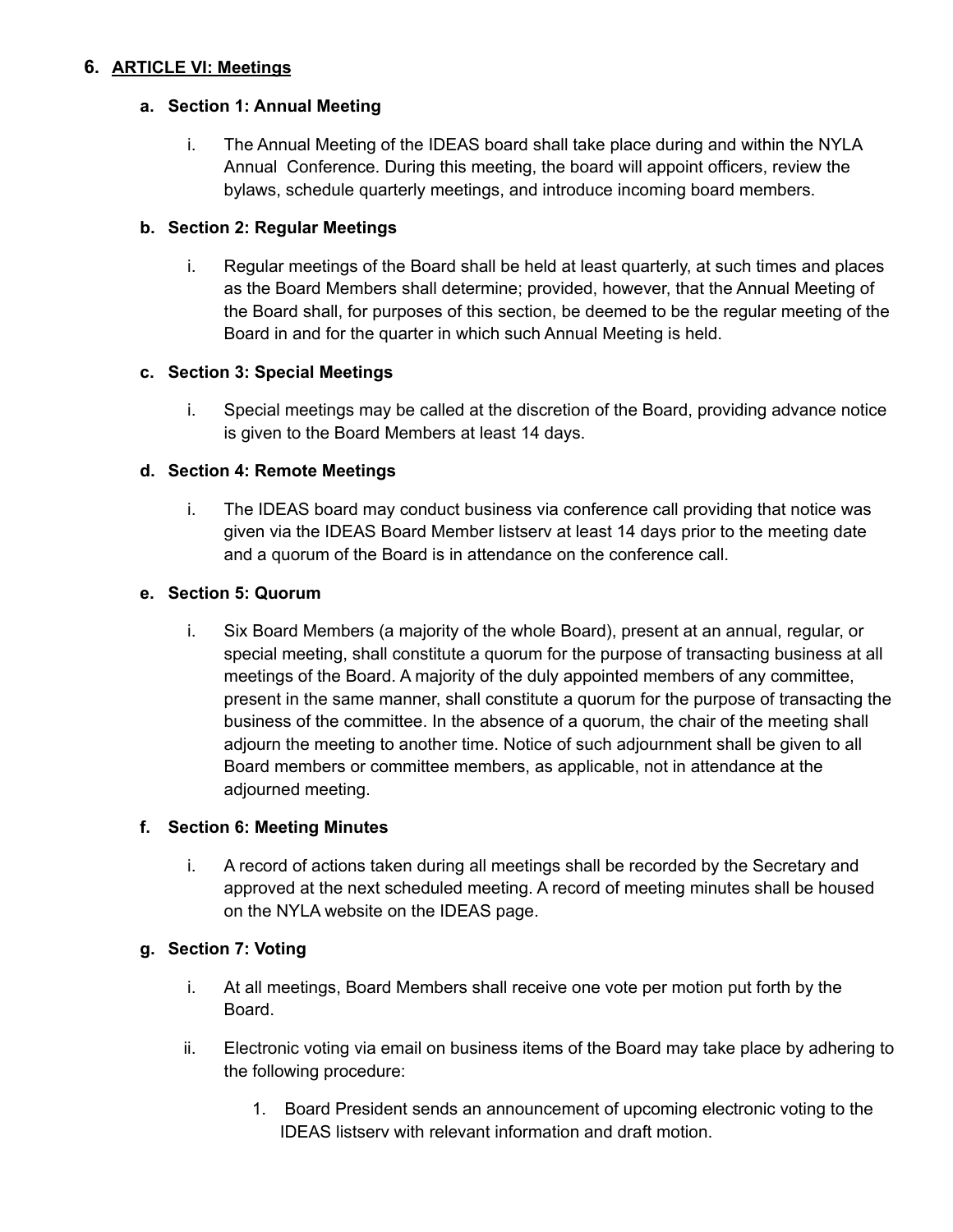6. **ARTICLE VI: Meetings**

   a. **Section 1: Annual Meeting**

      i. The Annual Meeting of the IDEAS board shall take place during and within the NYLA Annual Conference. During this meeting, the board will appoint officers, review the bylaws, schedule quarterly meetings, and introduce incoming board members.

   b. **Section 2: Regular Meetings**

      i. Regular meetings of the Board shall be held at least quarterly, at such times and places as the Board Members shall determine; provided, however, that the Annual Meeting of the Board shall, for purposes of this section, be deemed to be the regular meeting of the Board in and for the quarter in which such Annual Meeting is held.

   c. **Section 3: Special Meetings**

      i. Special meetings may be called at the discretion of the Board, providing advance notice is given to the Board Members at least 14 days.

   d. **Section 4: Remote Meetings**

      i. The IDEAS board may conduct business via conference call providing that notice was given via the IDEAS Board Member listserv at least 14 days prior to the meeting date and a quorum of the Board is in attendance on the conference call.

   e. **Section 5: Quorum**

      i. Six Board Members (a majority of the whole Board), present at an annual, regular, or special meeting, shall constitute a quorum for the purpose of transacting business at all meetings of the Board. A majority of the duly appointed members of any committee, present in the same manner, shall constitute a quorum for the purpose of transacting the business of the committee. In the absence of a quorum, the chair of the meeting shall adjourn the meeting to another time. Notice of such adjournment shall be given to all Board members or committee members, as applicable, not in attendance at the adjourned meeting.

   f. **Section 6: Meeting Minutes**

      i. A record of actions taken during all meetings shall be recorded by the Secretary and approved at the next scheduled meeting. A record of meeting minutes shall be housed on the NYLA website on the IDEAS page.

   g. **Section 7: Voting**

      i. At all meetings, Board Members shall receive one vote per motion put forth by the Board.

      ii. Electronic voting via email on business items of the Board may take place by adhering to the following procedure:

         1. Board President sends an announcement of upcoming electronic voting to the IDEAS listserv with relevant information and draft motion.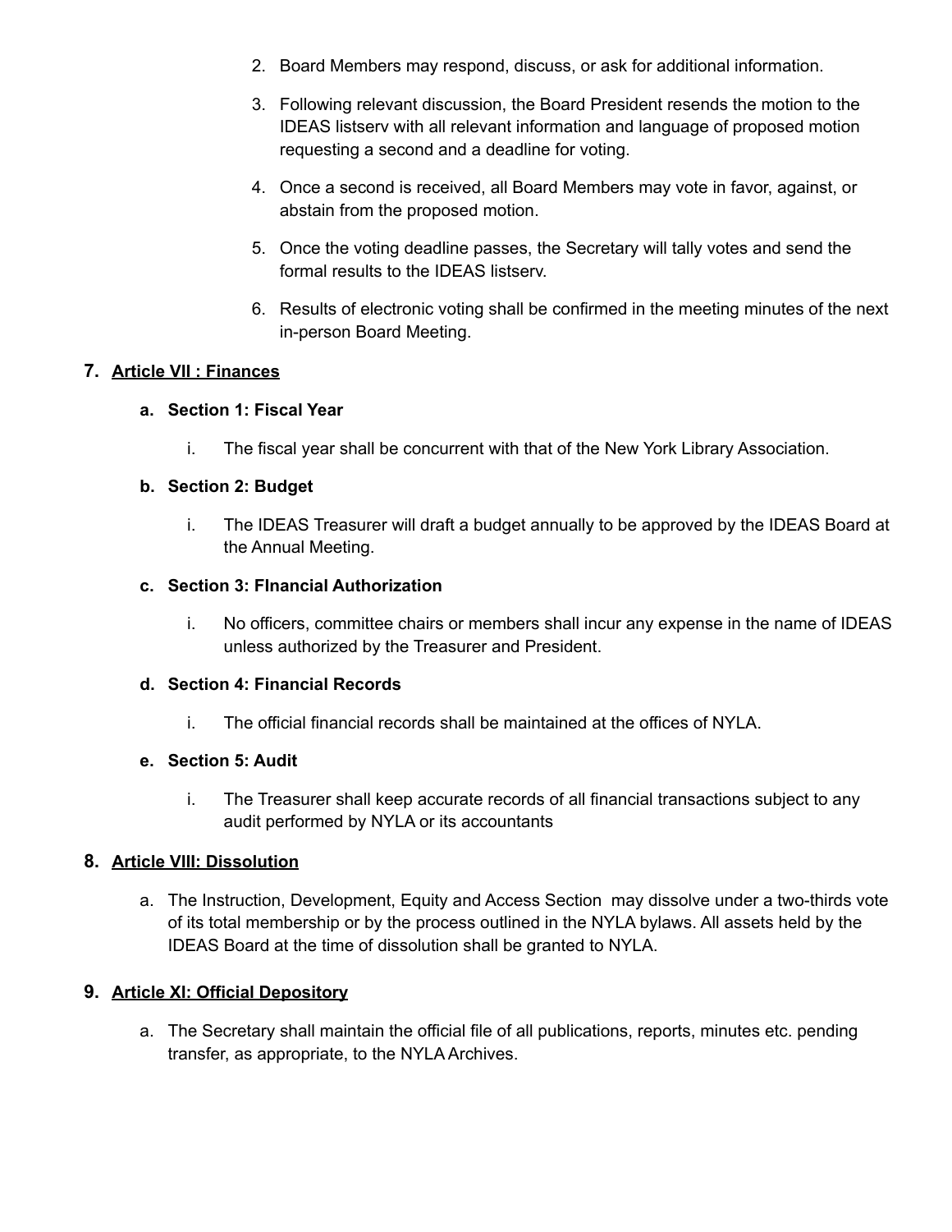2. Board Members may respond, discuss, or ask for additional information.

3. Following relevant discussion, the Board President resends the motion to the IDEAS listserv with all relevant information and language of proposed motion requesting a second and a deadline for voting.

4. Once a second is received, all Board Members may vote in favor, against, or abstain from the proposed motion.

5. Once the voting deadline passes, the Secretary will tally votes and send the formal results to the IDEAS listserv.

6. Results of electronic voting shall be confirmed in the meeting minutes of the next in-person Board Meeting.

## 7. Article VII : Finances

### a. Section 1: Fiscal Year

i. The fiscal year shall be concurrent with that of the New York Library Association.

### b. Section 2: Budget

i. The IDEAS Treasurer will draft a budget annually to be approved by the IDEAS Board at the Annual Meeting.

### c. Section 3: FInancial Authorization

i. No officers, committee chairs or members shall incur any expense in the name of IDEAS unless authorized by the Treasurer and President.

### d. Section 4: Financial Records

i. The official financial records shall be maintained at the offices of NYLA.

### e. Section 5: Audit

i. The Treasurer shall keep accurate records of all financial transactions subject to any audit performed by NYLA or its accountants

## 8. Article VIII: Dissolution

a. The Instruction, Development, Equity and Access Section may dissolve under a two-thirds vote of its total membership or by the process outlined in the NYLA bylaws. All assets held by the IDEAS Board at the time of dissolution shall be granted to NYLA.

## 9. Article XI: Official Depository

a. The Secretary shall maintain the official file of all publications, reports, minutes etc. pending transfer, as appropriate, to the NYLA Archives.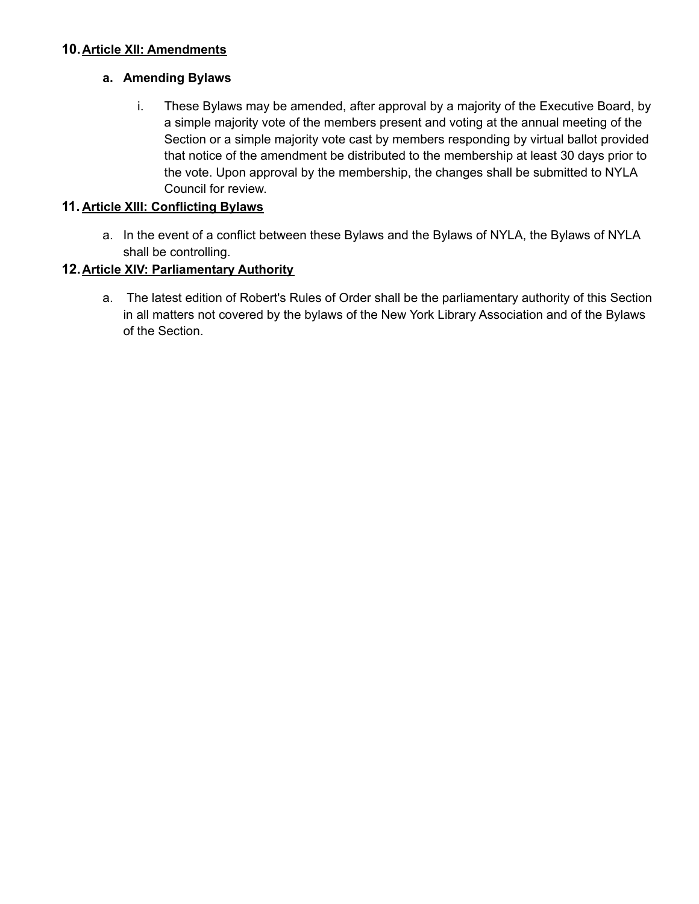10. **Article XII: Amendments**

    a. **Amending Bylaws**

        i. These Bylaws may be amended, after approval by a majority of the Executive Board, by a simple majority vote of the members present and voting at the annual meeting of the Section or a simple majority vote cast by members responding by virtual ballot provided that notice of the amendment be distributed to the membership at least 30 days prior to the vote. Upon approval by the membership, the changes shall be submitted to NYLA Council for review.

11. **Article XIII: Conflicting Bylaws**

    a. In the event of a conflict between these Bylaws and the Bylaws of NYLA, the Bylaws of NYLA shall be controlling.

12. **Article XIV: Parliamentary Authority**

    a. The latest edition of Robert's Rules of Order shall be the parliamentary authority of this Section in all matters not covered by the bylaws of the New York Library Association and of the Bylaws of the Section.